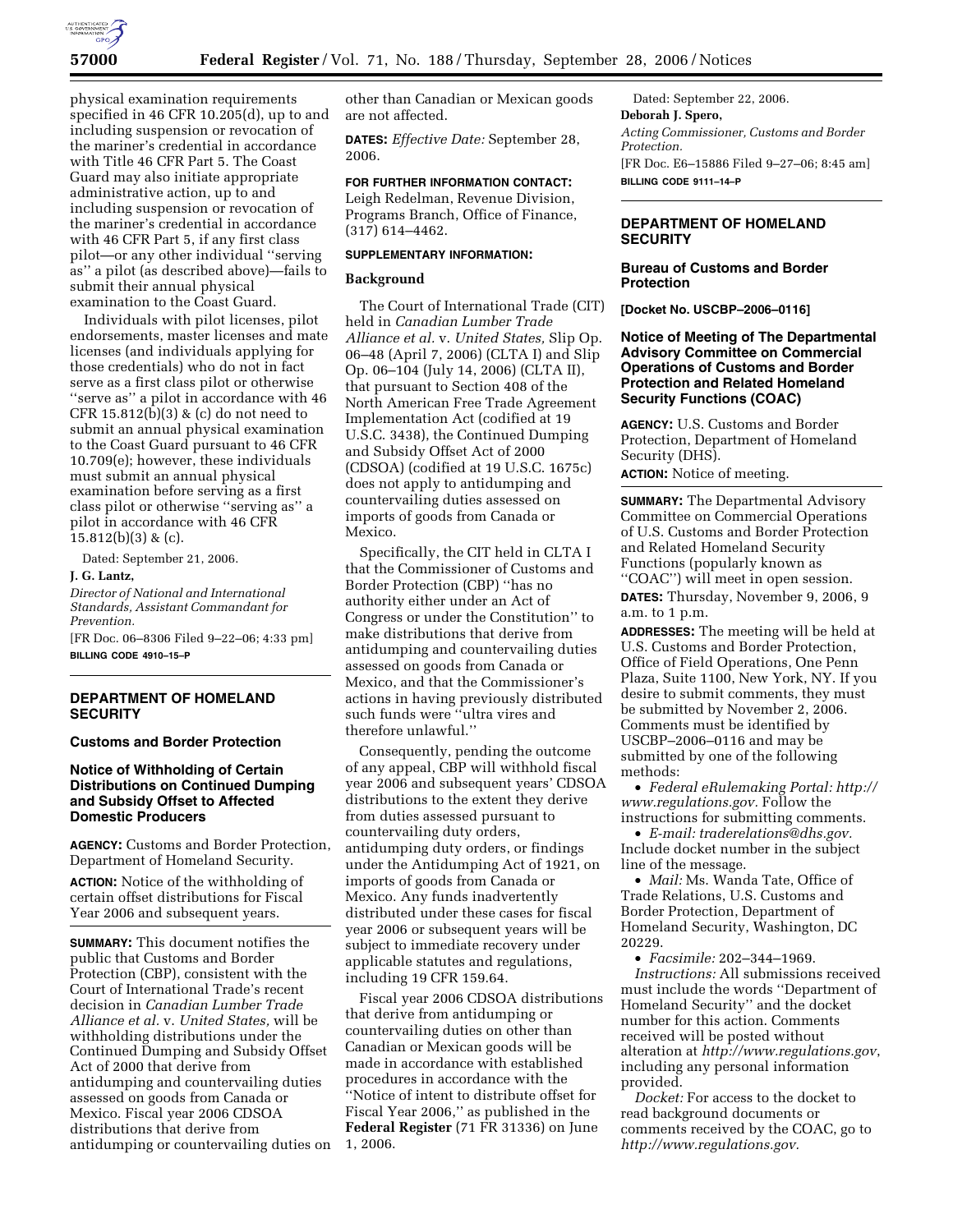physical examination requirements specified in 46 CFR 10.205(d), up to and including suspension or revocation of the mariner's credential in accordance with Title 46 CFR Part 5. The Coast Guard may also initiate appropriate administrative action, up to and including suspension or revocation of the mariner's credential in accordance with 46 CFR Part 5, if any first class pilot—or any other individual ''serving as'' a pilot (as described above)—fails to submit their annual physical examination to the Coast Guard.

Individuals with pilot licenses, pilot endorsements, master licenses and mate licenses (and individuals applying for those credentials) who do not in fact serve as a first class pilot or otherwise ''serve as'' a pilot in accordance with 46 CFR 15.812(b)(3) & (c) do not need to submit an annual physical examination to the Coast Guard pursuant to 46 CFR 10.709(e); however, these individuals must submit an annual physical examination before serving as a first class pilot or otherwise ''serving as'' a pilot in accordance with 46 CFR 15.812(b)(3) & (c).

Dated: September 21, 2006.

**J. G. Lantz,**

*Director of National and International Standards, Assistant Commandant for Prevention.*

[FR Doc. 06–8306 Filed 9–22–06; 4:33 pm]

**BILLING CODE 4910–15–P**

---

## DEPARTMENT OF HOMELAND SECURITY

### Customs and Border Protection

### Notice of Withholding of Certain Distributions on Continued Dumping and Subsidy Offset to Affected Domestic Producers

**AGENCY:** Customs and Border Protection, Department of Homeland Security.

**ACTION:** Notice of the withholding of certain offset distributions for Fiscal Year 2006 and subsequent years.

**SUMMARY:** This document notifies the public that Customs and Border Protection (CBP), consistent with the Court of International Trade's recent decision in *Canadian Lumber Trade Alliance et al.* v. *United States,* will be withholding distributions under the Continued Dumping and Subsidy Offset Act of 2000 that derive from antidumping and countervailing duties assessed on goods from Canada or Mexico. Fiscal year 2006 CDSOA distributions that derive from antidumping or countervailing duties on other than Canadian or Mexican goods are not affected.

**DATES:** *Effective Date:* September 28, 2006.

**FOR FURTHER INFORMATION CONTACT:** Leigh Redelman, Revenue Division, Programs Branch, Office of Finance, (317) 614–4462.

**SUPPLEMENTARY INFORMATION:**

**Background**

The Court of International Trade (CIT) held in *Canadian Lumber Trade Alliance et al.* v. *United States,* Slip Op. 06–48 (April 7, 2006) (CLTA I) and Slip Op. 06–104 (July 14, 2006) (CLTA II), that pursuant to Section 408 of the North American Free Trade Agreement Implementation Act (codified at 19 U.S.C. 3438), the Continued Dumping and Subsidy Offset Act of 2000 (CDSOA) (codified at 19 U.S.C. 1675c) does not apply to antidumping and countervailing duties assessed on imports of goods from Canada or Mexico.

Specifically, the CIT held in CLTA I that the Commissioner of Customs and Border Protection (CBP) ''has no authority either under an Act of Congress or under the Constitution'' to make distributions that derive from antidumping and countervailing duties assessed on goods from Canada or Mexico, and that the Commissioner's actions in having previously distributed such funds were ''ultra vires and therefore unlawful.''

Consequently, pending the outcome of any appeal, CBP will withhold fiscal year 2006 and subsequent years' CDSOA distributions to the extent they derive from duties assessed pursuant to countervailing duty orders, antidumping duty orders, or findings under the Antidumping Act of 1921, on imports of goods from Canada or Mexico. Any funds inadvertently distributed under these cases for fiscal year 2006 or subsequent years will be subject to immediate recovery under applicable statutes and regulations, including 19 CFR 159.64.

Fiscal year 2006 CDSOA distributions that derive from antidumping or countervailing duties on other than Canadian or Mexican goods will be made in accordance with established procedures in accordance with the ''Notice of intent to distribute offset for Fiscal Year 2006,'' as published in the **Federal Register** (71 FR 31336) on June 1, 2006.

Dated: September 22, 2006.

**Deborah J. Spero,**

*Acting Commissioner, Customs and Border Protection.*

[FR Doc. E6–15886 Filed 9–27–06; 8:45 am]

**BILLING CODE 9111–14–P**

---

## DEPARTMENT OF HOMELAND SECURITY

### Bureau of Customs and Border Protection

**[Docket No. USCBP–2006–0116]**

### Notice of Meeting of The Departmental Advisory Committee on Commercial Operations of Customs and Border Protection and Related Homeland Security Functions (COAC)

**AGENCY:** U.S. Customs and Border Protection, Department of Homeland Security (DHS).

**ACTION:** Notice of meeting.

**SUMMARY:** The Departmental Advisory Committee on Commercial Operations of U.S. Customs and Border Protection and Related Homeland Security Functions (popularly known as ''COAC'') will meet in open session.

**DATES:** Thursday, November 9, 2006, 9 a.m. to 1 p.m.

**ADDRESSES:** The meeting will be held at U.S. Customs and Border Protection, Office of Field Operations, One Penn Plaza, Suite 1100, New York, NY. If you desire to submit comments, they must be submitted by November 2, 2006. Comments must be identified by USCBP–2006–0116 and may be submitted by one of the following methods:

- *Federal eRulemaking Portal: http://www.regulations.gov.* Follow the instructions for submitting comments.
- *E-mail: traderelations@dhs.gov.* Include docket number in the subject line of the message.
- *Mail:* Ms. Wanda Tate, Office of Trade Relations, U.S. Customs and Border Protection, Department of Homeland Security, Washington, DC 20229.
- *Facsimile:* 202–344–1969.

*Instructions:* All submissions received must include the words ''Department of Homeland Security'' and the docket number for this action. Comments received will be posted without alteration at *http://www.regulations.gov*, including any personal information provided.

*Docket:* For access to the docket to read background documents or comments received by the COAC, go to *http://www.regulations.gov.*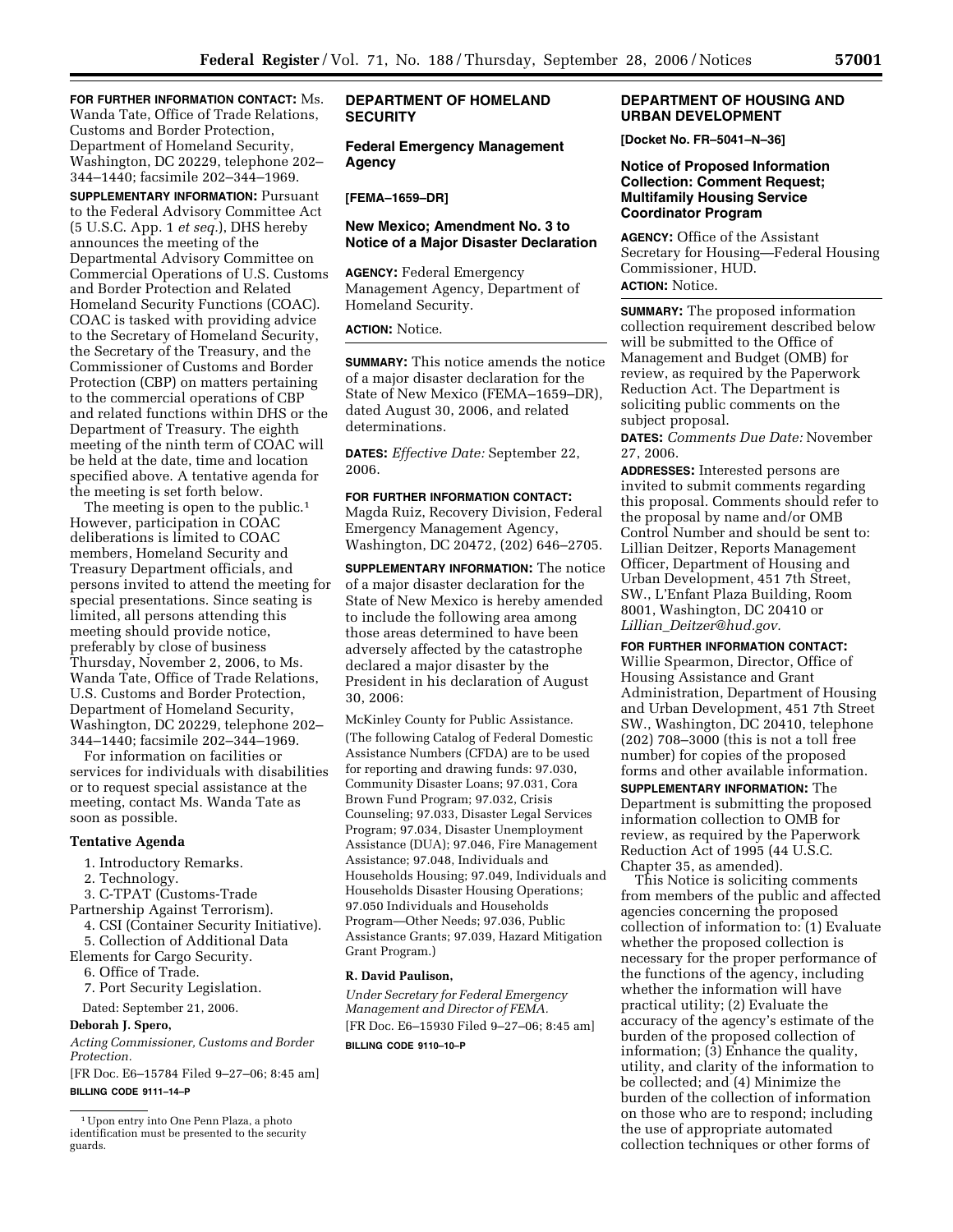**FOR FURTHER INFORMATION CONTACT:** Ms. Wanda Tate, Office of Trade Relations, Customs and Border Protection, Department of Homeland Security, Washington, DC 20229, telephone 202–344–1440; facsimile 202–344–1969.

**SUPPLEMENTARY INFORMATION:** Pursuant to the Federal Advisory Committee Act (5 U.S.C. App. 1 *et seq.*), DHS hereby announces the meeting of the Departmental Advisory Committee on Commercial Operations of U.S. Customs and Border Protection and Related Homeland Security Functions (COAC). COAC is tasked with providing advice to the Secretary of Homeland Security, the Secretary of the Treasury, and the Commissioner of Customs and Border Protection (CBP) on matters pertaining to the commercial operations of CBP and related functions within DHS or the Department of Treasury. The eighth meeting of the ninth term of COAC will be held at the date, time and location specified above. A tentative agenda for the meeting is set forth below.

The meeting is open to the public.[1] However, participation in COAC deliberations is limited to COAC members, Homeland Security and Treasury Department officials, and persons invited to attend the meeting for special presentations. Since seating is limited, all persons attending this meeting should provide notice, preferably by close of business Thursday, November 2, 2006, to Ms. Wanda Tate, Office of Trade Relations, U.S. Customs and Border Protection, Department of Homeland Security, Washington, DC 20229, telephone 202–344–1440; facsimile 202–344–1969.

For information on facilities or services for individuals with disabilities or to request special assistance at the meeting, contact Ms. Wanda Tate as soon as possible.

### Tentative Agenda

1. Introductory Remarks.
2. Technology.
3. C-TPAT (Customs-Trade Partnership Against Terrorism).
4. CSI (Container Security Initiative).
5. Collection of Additional Data Elements for Cargo Security.
6. Office of Trade.
7. Port Security Legislation.

Dated: September 21, 2006.

**Deborah J. Spero,**

*Acting Commissioner, Customs and Border Protection.*

[FR Doc. E6–15784 Filed 9–27–06; 8:45 am]

**BILLING CODE 9111–14–P**

[1] Upon entry into One Penn Plaza, a photo identification must be presented to the security guards.

## DEPARTMENT OF HOMELAND SECURITY

### Federal Emergency Management Agency

**[FEMA–1659–DR]**

### New Mexico; Amendment No. 3 to Notice of a Major Disaster Declaration

**AGENCY:** Federal Emergency Management Agency, Department of Homeland Security.

**ACTION:** Notice.

**SUMMARY:** This notice amends the notice of a major disaster declaration for the State of New Mexico (FEMA–1659–DR), dated August 30, 2006, and related determinations.

**DATES:** *Effective Date:* September 22, 2006.

**FOR FURTHER INFORMATION CONTACT:** Magda Ruiz, Recovery Division, Federal Emergency Management Agency, Washington, DC 20472, (202) 646–2705.

**SUPPLEMENTARY INFORMATION:** The notice of a major disaster declaration for the State of New Mexico is hereby amended to include the following area among those areas determined to have been adversely affected by the catastrophe declared a major disaster by the President in his declaration of August 30, 2006:

McKinley County for Public Assistance.

(The following Catalog of Federal Domestic Assistance Numbers (CFDA) are to be used for reporting and drawing funds: 97.030, Community Disaster Loans; 97.031, Cora Brown Fund Program; 97.032, Crisis Counseling; 97.033, Disaster Legal Services Program; 97.034, Disaster Unemployment Assistance (DUA); 97.046, Fire Management Assistance; 97.048, Individuals and Households Housing; 97.049, Individuals and Households Disaster Housing Operations; 97.050 Individuals and Households Program—Other Needs; 97.036, Public Assistance Grants; 97.039, Hazard Mitigation Grant Program.)

**R. David Paulison,**

*Under Secretary for Federal Emergency Management and Director of FEMA.*

[FR Doc. E6–15930 Filed 9–27–06; 8:45 am]

**BILLING CODE 9110–10–P**

## DEPARTMENT OF HOUSING AND URBAN DEVELOPMENT

**[Docket No. FR–5041–N–36]**

### Notice of Proposed Information Collection: Comment Request; Multifamily Housing Service Coordinator Program

**AGENCY:** Office of the Assistant Secretary for Housing—Federal Housing Commissioner, HUD.

**ACTION:** Notice.

**SUMMARY:** The proposed information collection requirement described below will be submitted to the Office of Management and Budget (OMB) for review, as required by the Paperwork Reduction Act. The Department is soliciting public comments on the subject proposal.

**DATES:** *Comments Due Date:* November 27, 2006.

**ADDRESSES:** Interested persons are invited to submit comments regarding this proposal. Comments should refer to the proposal by name and/or OMB Control Number and should be sent to: Lillian Deitzer, Reports Management Officer, Department of Housing and Urban Development, 451 7th Street, SW., L'Enfant Plaza Building, Room 8001, Washington, DC 20410 or *Lillian_Deitzer@hud.gov.*

**FOR FURTHER INFORMATION CONTACT:** Willie Spearmon, Director, Office of Housing Assistance and Grant Administration, Department of Housing and Urban Development, 451 7th Street SW., Washington, DC 20410, telephone (202) 708–3000 (this is not a toll free number) for copies of the proposed forms and other available information.

**SUPPLEMENTARY INFORMATION:** The Department is submitting the proposed information collection to OMB for review, as required by the Paperwork Reduction Act of 1995 (44 U.S.C. Chapter 35, as amended).

This Notice is soliciting comments from members of the public and affected agencies concerning the proposed collection of information to: (1) Evaluate whether the proposed collection is necessary for the proper performance of the functions of the agency, including whether the information will have practical utility; (2) Evaluate the accuracy of the agency's estimate of the burden of the proposed collection of information; (3) Enhance the quality, utility, and clarity of the information to be collected; and (4) Minimize the burden of the collection of information on those who are to respond; including the use of appropriate automated collection techniques or other forms of